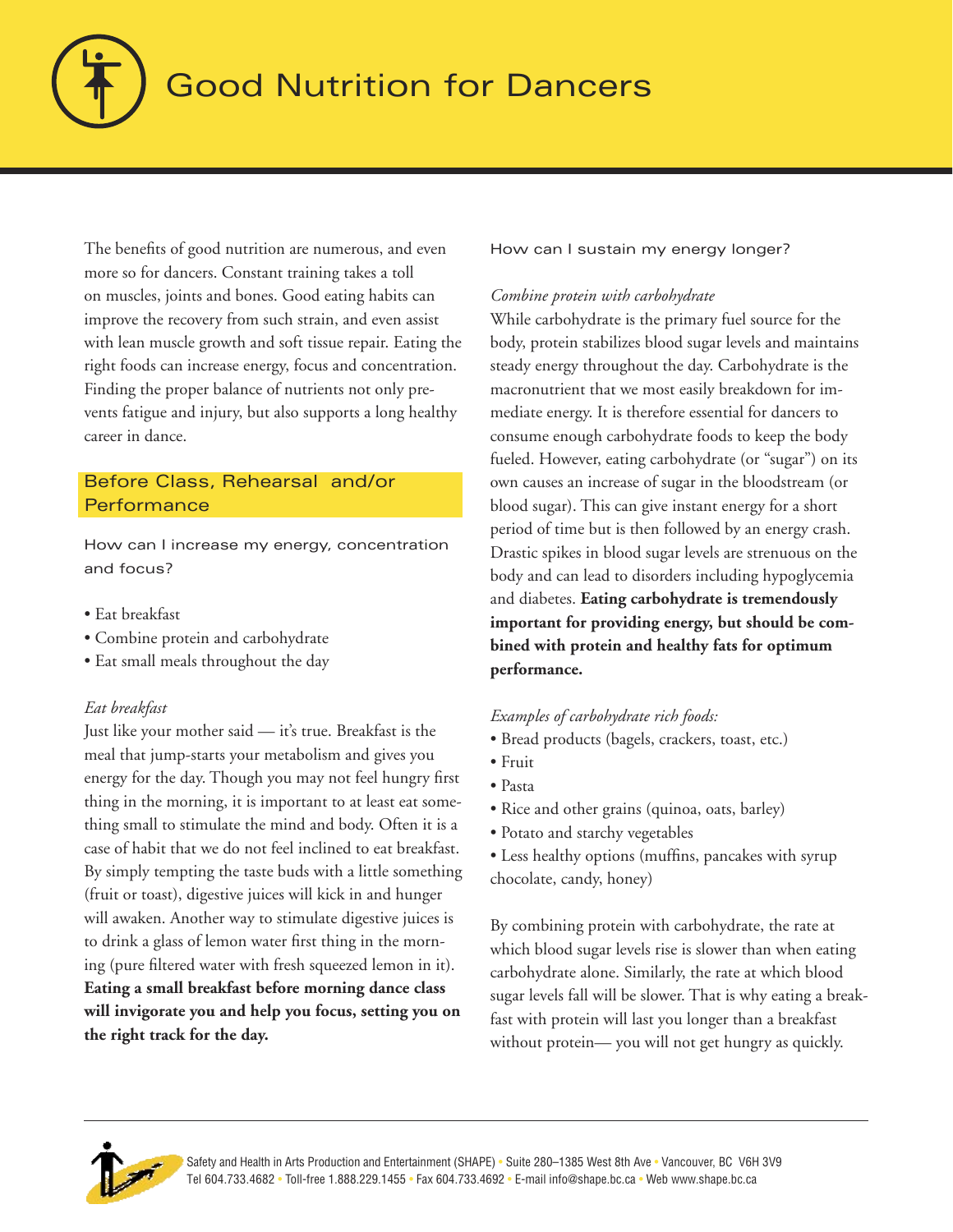# Good Nutrition for Dancers

The benefits of good nutrition are numerous, and even more so for dancers. Constant training takes a toll on muscles, joints and bones. Good eating habits can improve the recovery from such strain, and even assist with lean muscle growth and soft tissue repair. Eating the right foods can increase energy, focus and concentration. Finding the proper balance of nutrients not only prevents fatigue and injury, but also supports a long healthy career in dance.

## Before Class, Rehearsal and/or Performance

### How can I increase my energy, concentration and focus?

- Eat breakfast
- Combine protein and carbohydrate
- Eat small meals throughout the day

*Eat breakfast*

Just like your mother said — it's true. Breakfast is the meal that jump-starts your metabolism and gives you energy for the day. Though you may not feel hungry first thing in the morning, it is important to at least eat something small to stimulate the mind and body. Often it is a case of habit that we do not feel inclined to eat breakfast. By simply tempting the taste buds with a little something (fruit or toast), digestive juices will kick in and hunger will awaken. Another way to stimulate digestive juices is to drink a glass of lemon water first thing in the morning (pure filtered water with fresh squeezed lemon in it). **Eating a small breakfast before morning dance class will invigorate you and help you focus, setting you on the right track for the day.**

### How can I sustain my energy longer?

*Combine protein with carbohydrate*

While carbohydrate is the primary fuel source for the body, protein stabilizes blood sugar levels and maintains steady energy throughout the day. Carbohydrate is the macronutrient that we most easily breakdown for immediate energy. It is therefore essential for dancers to consume enough carbohydrate foods to keep the body fueled. However, eating carbohydrate (or "sugar") on its own causes an increase of sugar in the bloodstream (or blood sugar). This can give instant energy for a short period of time but is then followed by an energy crash. Drastic spikes in blood sugar levels are strenuous on the body and can lead to disorders including hypoglycemia and diabetes. **Eating carbohydrate is tremendously important for providing energy, but should be combined with protein and healthy fats for optimum performance.**

*Examples of carbohydrate rich foods:*

- Bread products (bagels, crackers, toast, etc.)
- Fruit
- Pasta
- Rice and other grains (quinoa, oats, barley)
- Potato and starchy vegetables
- Less healthy options (muffins, pancakes with syrup chocolate, candy, honey)

By combining protein with carbohydrate, the rate at which blood sugar levels rise is slower than when eating carbohydrate alone. Similarly, the rate at which blood sugar levels fall will be slower. That is why eating a breakfast with protein will last you longer than a breakfast without protein— you will not get hungry as quickly.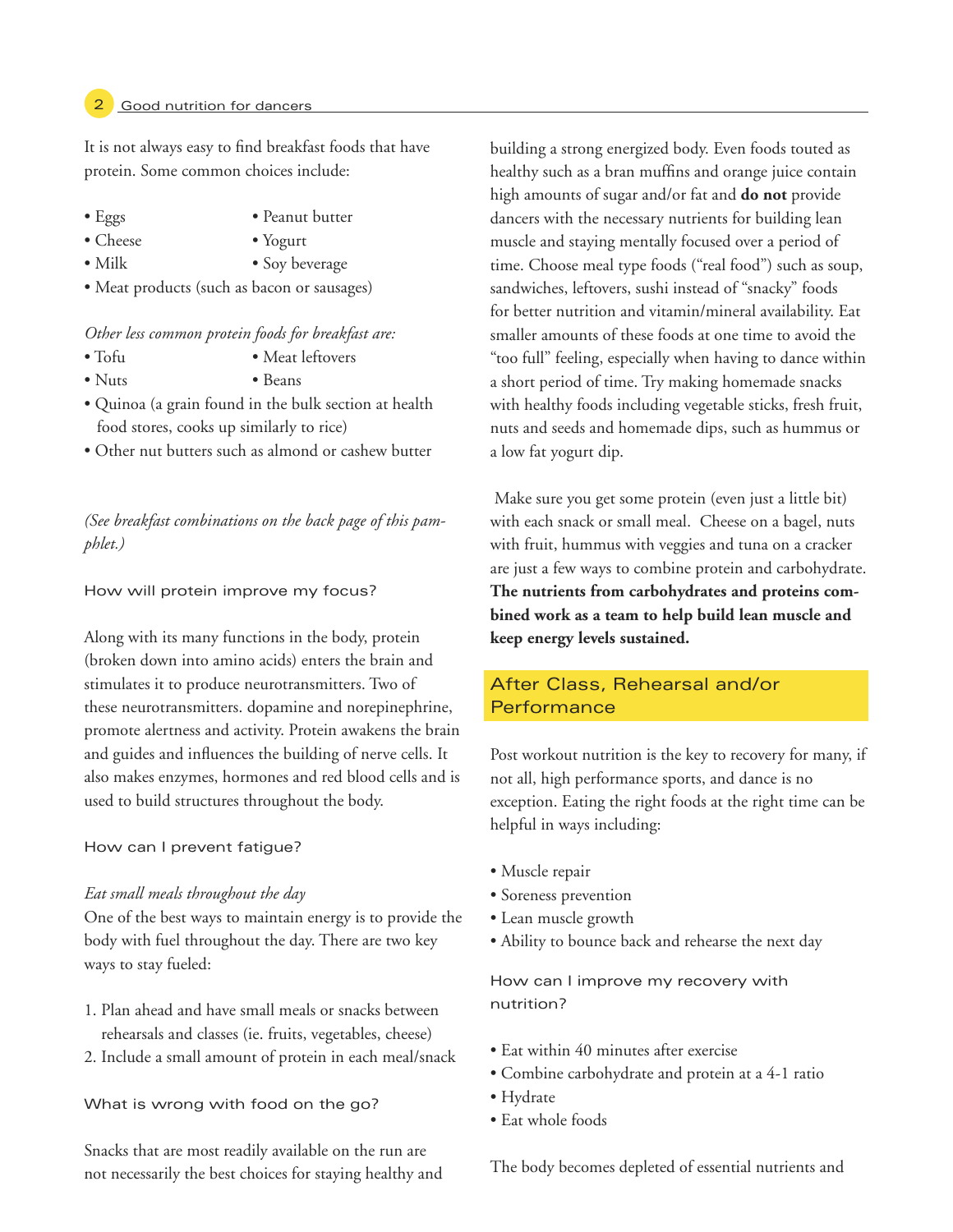It is not always easy to find breakfast foods that have protein. Some common choices include:

- Eggs
- Cheese
- Milk
- Peanut butter
- Yogurt
- Soy beverage
- Meat products (such as bacon or sausages)

*Other less common protein foods for breakfast are:*

- Tofu
- Nuts
- Meat leftovers
- Beans
- Quinoa (a grain found in the bulk section at health food stores, cooks up similarly to rice)
- Other nut butters such as almond or cashew butter

*(See breakfast combinations on the back page of this pamphlet.)*

### How will protein improve my focus?

Along with its many functions in the body, protein (broken down into amino acids) enters the brain and stimulates it to produce neurotransmitters. Two of these neurotransmitters. dopamine and norepinephrine, promote alertness and activity. Protein awakens the brain and guides and influences the building of nerve cells. It also makes enzymes, hormones and red blood cells and is used to build structures throughout the body.

### How can I prevent fatigue?

*Eat small meals throughout the day*

One of the best ways to maintain energy is to provide the body with fuel throughout the day. There are two key ways to stay fueled:

1. Plan ahead and have small meals or snacks between rehearsals and classes (ie. fruits, vegetables, cheese)
2. Include a small amount of protein in each meal/snack

### What is wrong with food on the go?

Snacks that are most readily available on the run are not necessarily the best choices for staying healthy and building a strong energized body. Even foods touted as healthy such as a bran muffins and orange juice contain high amounts of sugar and/or fat and **do not** provide dancers with the necessary nutrients for building lean muscle and staying mentally focused over a period of time. Choose meal type foods ("real food") such as soup, sandwiches, leftovers, sushi instead of "snacky" foods for better nutrition and vitamin/mineral availability. Eat smaller amounts of these foods at one time to avoid the "too full" feeling, especially when having to dance within a short period of time. Try making homemade snacks with healthy foods including vegetable sticks, fresh fruit, nuts and seeds and homemade dips, such as hummus or a low fat yogurt dip.

Make sure you get some protein (even just a little bit) with each snack or small meal. Cheese on a bagel, nuts with fruit, hummus with veggies and tuna on a cracker are just a few ways to combine protein and carbohydrate. **The nutrients from carbohydrates and proteins combined work as a team to help build lean muscle and keep energy levels sustained.**

## After Class, Rehearsal and/or Performance

Post workout nutrition is the key to recovery for many, if not all, high performance sports, and dance is no exception. Eating the right foods at the right time can be helpful in ways including:

- Muscle repair
- Soreness prevention
- Lean muscle growth
- Ability to bounce back and rehearse the next day

### How can I improve my recovery with nutrition?

- Eat within 40 minutes after exercise
- Combine carbohydrate and protein at a 4-1 ratio
- Hydrate
- Eat whole foods

The body becomes depleted of essential nutrients and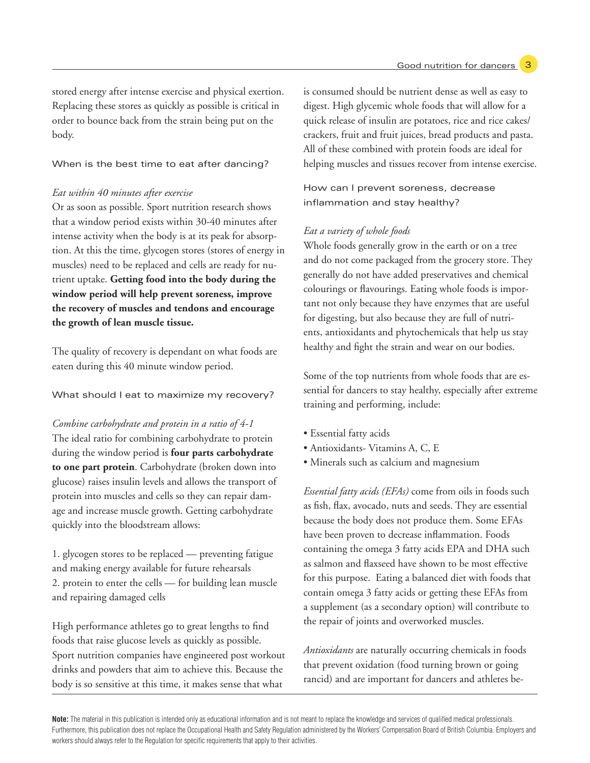stored energy after intense exercise and physical exertion. Replacing these stores as quickly as possible is critical in order to bounce back from the strain being put on the body.

### When is the best time to eat after dancing?

*Eat within 40 minutes after exercise*
Or as soon as possible. Sport nutrition research shows that a window period exists within 30-40 minutes after intense activity when the body is at its peak for absorption. At this the time, glycogen stores (stores of energy in muscles) need to be replaced and cells are ready for nutrient uptake. **Getting food into the body during the window period will help prevent soreness, improve the recovery of muscles and tendons and encourage the growth of lean muscle tissue.**

The quality of recovery is dependant on what foods are eaten during this 40 minute window period.

### What should I eat to maximize my recovery?

*Combine carbohydrate and protein in a ratio of 4-1*
The ideal ratio for combining carbohydrate to protein during the window period is **four parts carbohydrate to one part protein**. Carbohydrate (broken down into glucose) raises insulin levels and allows the transport of protein into muscles and cells so they can repair damage and increase muscle growth. Getting carbohydrate quickly into the bloodstream allows:

1. glycogen stores to be replaced — preventing fatigue and making energy available for future rehearsals
2. protein to enter the cells — for building lean muscle and repairing damaged cells

High performance athletes go to great lengths to find foods that raise glucose levels as quickly as possible. Sport nutrition companies have engineered post workout drinks and powders that aim to achieve this. Because the body is so sensitive at this time, it makes sense that what is consumed should be nutrient dense as well as easy to digest. High glycemic whole foods that will allow for a quick release of insulin are potatoes, rice and rice cakes/crackers, fruit and fruit juices, bread products and pasta. All of these combined with protein foods are ideal for helping muscles and tissues recover from intense exercise.

### How can I prevent soreness, decrease inflammation and stay healthy?

*Eat a variety of whole foods*
Whole foods generally grow in the earth or on a tree and do not come packaged from the grocery store. They generally do not have added preservatives and chemical colourings or flavourings. Eating whole foods is important not only because they have enzymes that are useful for digesting, but also because they are full of nutrients, antioxidants and phytochemicals that help us stay healthy and fight the strain and wear on our bodies.

Some of the top nutrients from whole foods that are essential for dancers to stay healthy, especially after extreme training and performing, include:

- Essential fatty acids
- Antioxidants- Vitamins A, C, E
- Minerals such as calcium and magnesium

*Essential fatty acids (EFAs)* come from oils in foods such as fish, flax, avocado, nuts and seeds. They are essential because the body does not produce them. Some EFAs have been proven to decrease inflammation. Foods containing the omega 3 fatty acids EPA and DHA such as salmon and flaxseed have shown to be most effective for this purpose. Eating a balanced diet with foods that contain omega 3 fatty acids or getting these EFAs from a supplement (as a secondary option) will contribute to the repair of joints and overworked muscles.

*Antioxidants* are naturally occurring chemicals in foods that prevent oxidation (food turning brown or going rancid) and are important for dancers and athletes be-

**Note:** The material in this publication is intended only as educational information and is not meant to replace the knowledge and services of qualified medical professionals. Furthermore, this publication does not replace the Occupational Health and Safety Regulation administered by the Workers' Compensation Board of British Columbia. Employers and workers should always refer to the Regulation for specific requirements that apply to their activities.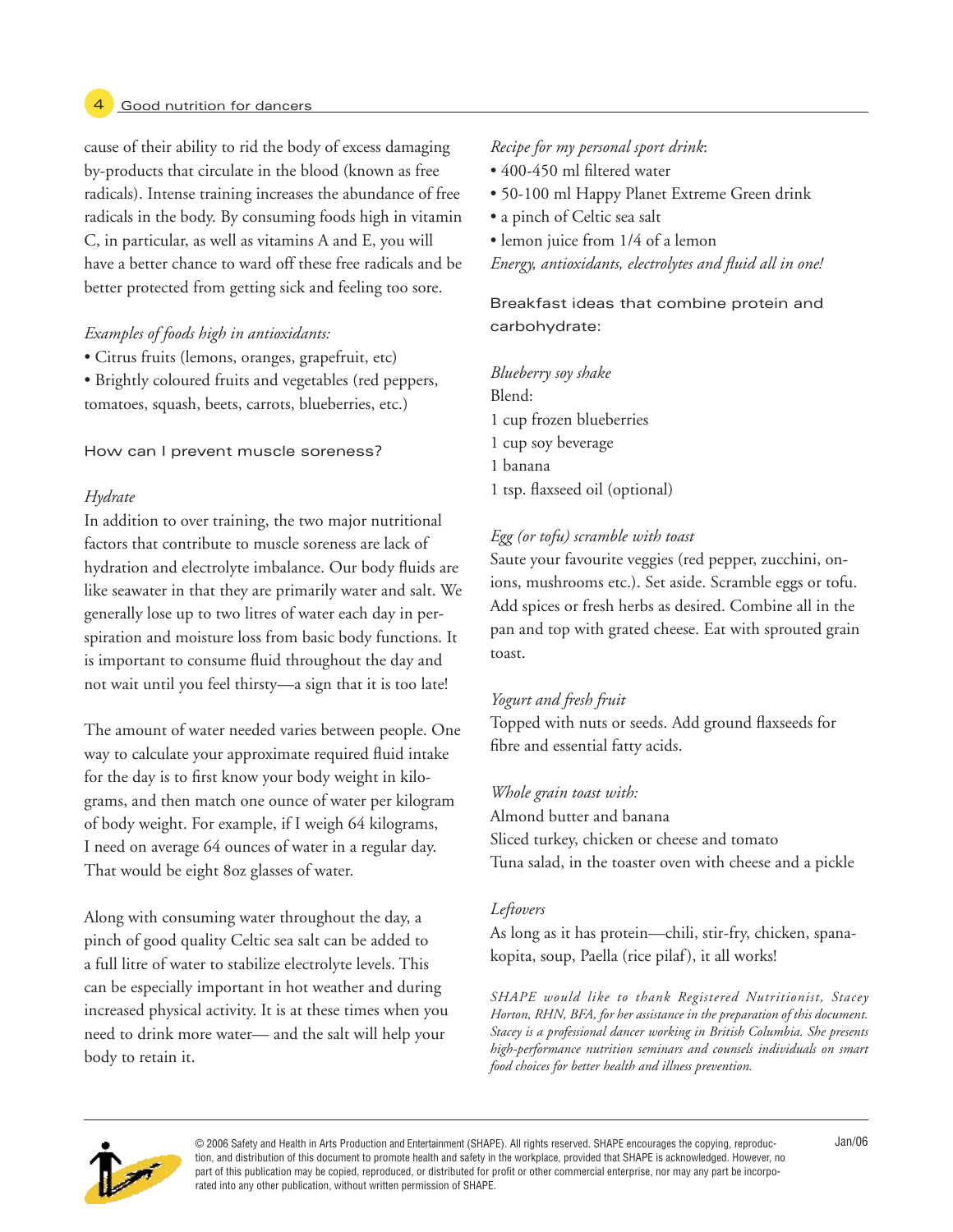cause of their ability to rid the body of excess damaging by-products that circulate in the blood (known as free radicals). Intense training increases the abundance of free radicals in the body. By consuming foods high in vitamin C, in particular, as well as vitamins A and E, you will have a better chance to ward off these free radicals and be better protected from getting sick and feeling too sore.

*Examples of foods high in antioxidants:*

- Citrus fruits (lemons, oranges, grapefruit, etc)
- Brightly coloured fruits and vegetables (red peppers, tomatoes, squash, beets, carrots, blueberries, etc.)

### How can I prevent muscle soreness?

*Hydrate*

In addition to over training, the two major nutritional factors that contribute to muscle soreness are lack of hydration and electrolyte imbalance. Our body fluids are like seawater in that they are primarily water and salt. We generally lose up to two litres of water each day in perspiration and moisture loss from basic body functions. It is important to consume fluid throughout the day and not wait until you feel thirsty—a sign that it is too late!

The amount of water needed varies between people. One way to calculate your approximate required fluid intake for the day is to first know your body weight in kilograms, and then match one ounce of water per kilogram of body weight. For example, if I weigh 64 kilograms, I need on average 64 ounces of water in a regular day. That would be eight 8oz glasses of water.

Along with consuming water throughout the day, a pinch of good quality Celtic sea salt can be added to a full litre of water to stabilize electrolyte levels. This can be especially important in hot weather and during increased physical activity. It is at these times when you need to drink more water— and the salt will help your body to retain it.

*Recipe for my personal sport drink*:

- 400-450 ml filtered water
- 50-100 ml Happy Planet Extreme Green drink
- a pinch of Celtic sea salt
- lemon juice from 1/4 of a lemon

*Energy, antioxidants, electrolytes and fluid all in one!*

### Breakfast ideas that combine protein and carbohydrate:

*Blueberry soy shake*

Blend:  
1 cup frozen blueberries  
1 cup soy beverage  
1 banana  
1 tsp. flaxseed oil (optional)

*Egg (or tofu) scramble with toast*

Saute your favourite veggies (red pepper, zucchini, onions, mushrooms etc.). Set aside. Scramble eggs or tofu. Add spices or fresh herbs as desired. Combine all in the pan and top with grated cheese. Eat with sprouted grain toast.

*Yogurt and fresh fruit*

Topped with nuts or seeds. Add ground flaxseeds for fibre and essential fatty acids.

*Whole grain toast with:*

Almond butter and banana  
Sliced turkey, chicken or cheese and tomato  
Tuna salad, in the toaster oven with cheese and a pickle

*Leftovers*

As long as it has protein—chili, stir-fry, chicken, spanakopita, soup, Paella (rice pilaf), it all works!

*SHAPE would like to thank Registered Nutritionist, Stacey Horton, RHN, BFA, for her assistance in the preparation of this document. Stacey is a professional dancer working in British Columbia. She presents high-performance nutrition seminars and counsels individuals on smart food choices for better health and illness prevention.*

© 2006 Safety and Health in Arts Production and Entertainment (SHAPE). All rights reserved. SHAPE encourages the copying, reproduction, and distribution of this document to promote health and safety in the workplace, provided that SHAPE is acknowledged. However, no part of this publication may be copied, reproduced, or distributed for profit or other commercial enterprise, nor may any part be incorporated into any other publication, without written permission of SHAPE.

Jan/06